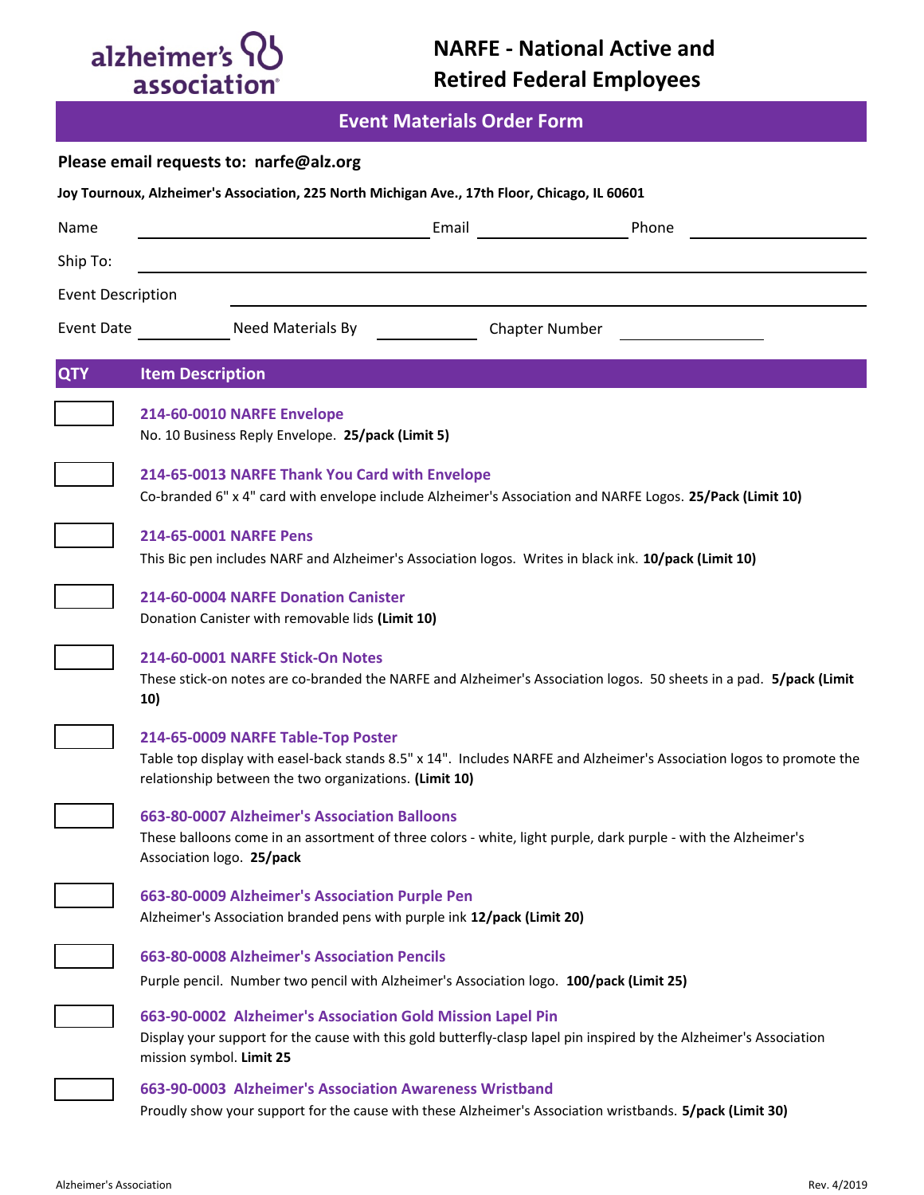alzheimer's association

# NARFE - National Active and Retired Federal Employees

## Event Materials Order Form

**Please email requests to: narfe@alz.org**

**Joy Tournoux, Alzheimer's Association, 225 North Michigan Ave., 17th Floor, Chicago, IL 60601**

Name ____________________ Email ____________ Phone ____________

Ship To: ________________________________________

Event Description ________________________________________

Event Date __________ Need Materials By __________ Chapter Number __________

| QTY | Item Description |
|---|---|
| | **214-60-0010 NARFE Envelope**<br>No. 10 Business Reply Envelope. **25/pack (Limit 5)** |
| | **214-65-0013 NARFE Thank You Card with Envelope**<br>Co-branded 6" x 4" card with envelope include Alzheimer's Association and NARFE Logos. **25/Pack (Limit 10)** |
| | **214-65-0001 NARFE Pens**<br>This Bic pen includes NARF and Alzheimer's Association logos. Writes in black ink. **10/pack (Limit 10)** |
| | **214-60-0004 NARFE Donation Canister**<br>Donation Canister with removable lids **(Limit 10)** |
| | **214-60-0001 NARFE Stick-On Notes**<br>These stick-on notes are co-branded the NARFE and Alzheimer's Association logos. 50 sheets in a pad. **5/pack (Limit 10)** |
| | **214-65-0009 NARFE Table-Top Poster**<br>Table top display with easel-back stands 8.5" x 14". Includes NARFE and Alzheimer's Association logos to promote the relationship between the two organizations. **(Limit 10)** |
| | **663-80-0007 Alzheimer's Association Balloons**<br>These balloons come in an assortment of three colors - white, light purple, dark purple - with the Alzheimer's Association logo. **25/pack** |
| | **663-80-0009 Alzheimer's Association Purple Pen**<br>Alzheimer's Association branded pens with purple ink **12/pack (Limit 20)** |
| | **663-80-0008 Alzheimer's Association Pencils**<br>Purple pencil. Number two pencil with Alzheimer's Association logo. **100/pack (Limit 25)** |
| | **663-90-0002 Alzheimer's Association Gold Mission Lapel Pin**<br>Display your support for the cause with this gold butterfly-clasp lapel pin inspired by the Alzheimer's Association mission symbol. **Limit 25** |
| | **663-90-0003 Alzheimer's Association Awareness Wristband**<br>Proudly show your support for the cause with these Alzheimer's Association wristbands. **5/pack (Limit 30)** |

Alzheimer's Association

Rev. 4/2019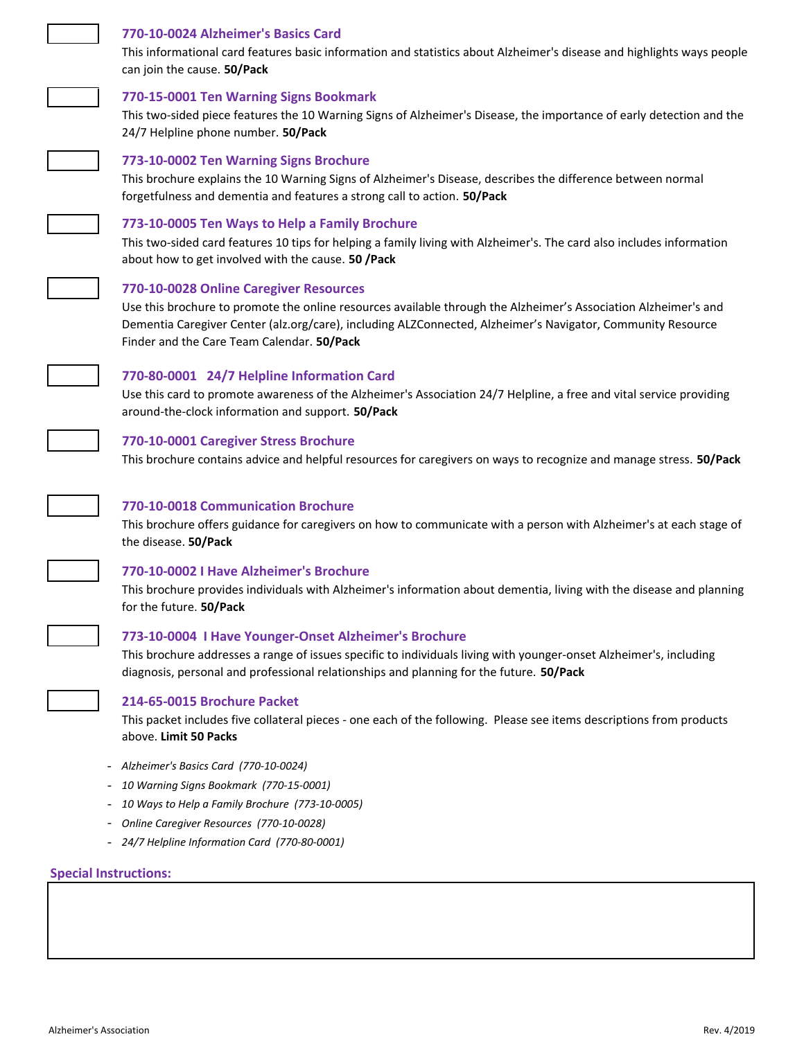**770-10-0024 Alzheimer's Basics Card**

This informational card features basic information and statistics about Alzheimer's disease and highlights ways people can join the cause. **50/Pack**

**770-15-0001 Ten Warning Signs Bookmark**

This two-sided piece features the 10 Warning Signs of Alzheimer's Disease, the importance of early detection and the 24/7 Helpline phone number. **50/Pack**

**773-10-0002 Ten Warning Signs Brochure**

This brochure explains the 10 Warning Signs of Alzheimer's Disease, describes the difference between normal forgetfulness and dementia and features a strong call to action. **50/Pack**

**773-10-0005 Ten Ways to Help a Family Brochure**

This two-sided card features 10 tips for helping a family living with Alzheimer's. The card also includes information about how to get involved with the cause. **50 /Pack**

**770-10-0028 Online Caregiver Resources**

Use this brochure to promote the online resources available through the Alzheimer's Association Alzheimer's and Dementia Caregiver Center (alz.org/care), including ALZConnected, Alzheimer's Navigator, Community Resource Finder and the Care Team Calendar. **50/Pack**

**770-80-0001 24/7 Helpline Information Card**

Use this card to promote awareness of the Alzheimer's Association 24/7 Helpline, a free and vital service providing around-the-clock information and support. **50/Pack**

**770-10-0001 Caregiver Stress Brochure**

This brochure contains advice and helpful resources for caregivers on ways to recognize and manage stress. **50/Pack**

**770-10-0018 Communication Brochure**

This brochure offers guidance for caregivers on how to communicate with a person with Alzheimer's at each stage of the disease. **50/Pack**

**770-10-0002 I Have Alzheimer's Brochure**

This brochure provides individuals with Alzheimer's information about dementia, living with the disease and planning for the future. **50/Pack**

**773-10-0004 I Have Younger-Onset Alzheimer's Brochure**

This brochure addresses a range of issues specific to individuals living with younger-onset Alzheimer's, including diagnosis, personal and professional relationships and planning for the future. **50/Pack**

**214-65-0015 Brochure Packet**

This packet includes five collateral pieces - one each of the following. Please see items descriptions from products above. **Limit 50 Packs**

- *Alzheimer's Basics Card (770-10-0024)*
- *10 Warning Signs Bookmark (770-15-0001)*
- *10 Ways to Help a Family Brochure (773-10-0005)*
- *Online Caregiver Resources (770-10-0028)*
- *24/7 Helpline Information Card (770-80-0001)*

**Special Instructions:**

Alzheimer's Association

Rev. 4/2019